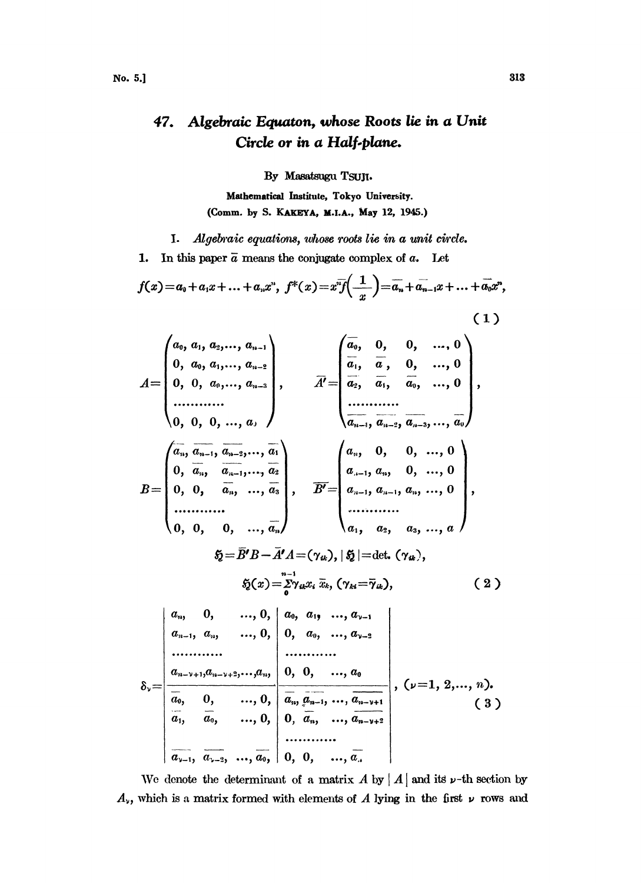# 47. Algebraic Equaton, whose Roots lie in a Unit Circle or in a Half-plane.

By Masatsugu TSUJI.

Mathematical Institute, Tokyo University.
(Comm. by S. KAKEYA, M.I.A., May 12, 1945.)

## I. *Algebraic equations, whose roots lie in a unit circle.*

**1.** In this paper $\bar{a}$ means the conjugate complex of $a$. Let

$$f(x)=a_0+a_1x+\dots+a_nx^n,\quad f^*(x)=x^n\bar{f}\left(\frac{1}{x}\right)=\bar{a}_n+\bar{a}_{n-1}x+\dots+\bar{a}_0x^n, \tag{1}$$

$$A=\begin{pmatrix} a_0, & a_1, & a_2, & \dots, & a_{n-1} \\ 0, & a_0, & a_1, & \dots, & a_{n-2} \\ 0, & 0, & a_0, & \dots, & a_{n-3} \\ \dots\dots & & & & \\ 0, & 0, & 0, & \dots, & a_0 \end{pmatrix},\qquad \bar{A}'=\begin{pmatrix} \bar{a}_0, & 0, & 0, & \dots, & 0 \\ \bar{a}_1, & \bar{a}, & 0, & \dots, & 0 \\ \bar{a}_2, & \bar{a}_1, & \bar{a}_0, & \dots, & 0 \\ \dots\dots & & & & \\ \bar{a}_{n-1}, & \bar{a}_{n-2}, & \bar{a}_{n-3}, & \dots, & \bar{a}_0 \end{pmatrix},$$

$$B=\begin{pmatrix} \bar{a}_n, & \bar{a}_{n-1}, & \bar{a}_{n-2}, & \dots, & \bar{a}_1 \\ 0, & \bar{a}_n, & \bar{a}_{n-1}, & \dots, & \bar{a}_2 \\ 0, & 0, & \bar{a}_n, & \dots, & \bar{a}_3 \\ \dots\dots & & & & \\ 0, & 0, & 0, & \dots, & \bar{a}_n \end{pmatrix},\qquad \bar{B}'=\begin{pmatrix} a_n, & 0, & 0, & \dots, & 0 \\ a_{n-1}, & a_n, & 0, & \dots, & 0 \\ a_{n-1}, & a_{n-1}, & a_n, & \dots, & 0 \\ \dots\dots & & & & \\ a_1, & a_2, & a_3, & \dots, & a \end{pmatrix},$$

$$\mathfrak{H}=\bar{B}'B-\bar{A}'A=(\gamma_{ik}),\ |\mathfrak{H}|=\text{det.}\,(\gamma_{ik}),$$

$$\mathfrak{H}(x)=\sum_0^{n-1}\gamma_{ik}x_i\,\bar{x}_k,\ (\gamma_{ki}=\bar{\gamma}_{ik}), \tag{2}$$

$$\delta_\nu=\left|\begin{array}{cccc|cccc} a_n, & 0, & \dots, & 0, & a_0, & a_1, & \dots, & a_{\nu-1} \\ a_{n-1}, & a_n, & \dots, & 0, & 0, & a_0, & \dots, & a_{\nu-2} \\ \dots\dots & & & & \dots\dots & & & \\ a_{n-\nu+1}, & a_{n-\nu+2}, & \dots, & a_n, & 0, & 0, & \dots, & a_0 \\ \hline \bar{a}_0, & 0, & \dots, & 0, & \bar{a}_n, & \bar{a}_{n-1}, & \dots, & \bar{a}_{n-\nu+1} \\ \bar{a}_1, & \bar{a}_0, & \dots, & 0, & 0, & \bar{a}_n, & \dots, & \bar{a}_{n-\nu+2} \\ & & & & \dots\dots & & & \\ \bar{a}_{\nu-1}, & \bar{a}_{\nu-2}, & \dots, & \bar{a}_0, & 0, & 0, & \dots, & \bar{a}_n \end{array}\right|,\ (\nu=1, 2,\dots, n). \tag{3}$$

We denote the determinant of a matrix $A$ by $|A|$ and its $\nu$-th section by $A_\nu$, which is a matrix formed with elements of $A$ lying in the first $\nu$ rows and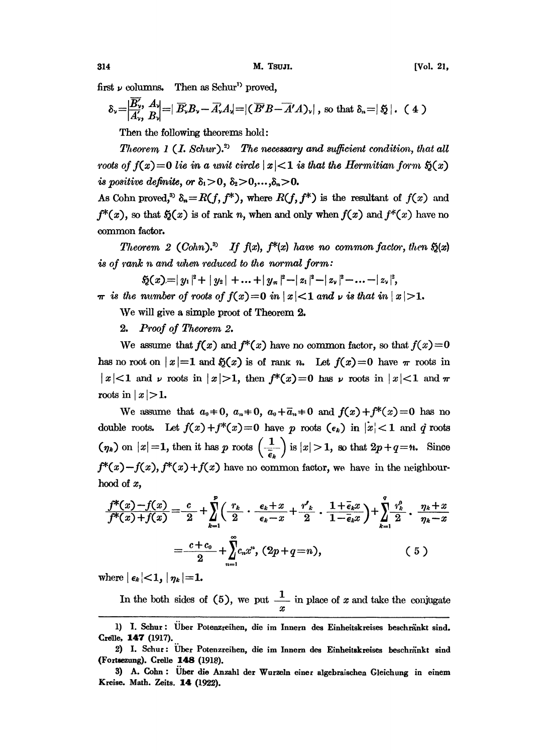first $\nu$ columns. Then as Schur[1] proved,

$$\delta_\nu = \begin{vmatrix} \overline{B}'_\nu, & A_\nu \\ \overline{A}'_\nu, & B_\nu \end{vmatrix} = |\overline{B}'_\nu B_\nu - \overline{A}'_\nu A_\nu| = |(\overline{B}'B - \overline{A}'A)_\nu| \text{, so that } \delta_n = |\mathfrak{H}|. \quad (4)$$

Then the following theorems hold:

*Theorem 1 (I. Schur).*[2] *The necessary and sufficient condition, that all roots of $f(x)=0$ lie in a unit circle $|x|<1$ is that the Hermitian form $\mathfrak{H}(x)$ is positive definite, or $\delta_1>0$, $\delta_2>0, \ldots, \delta_n>0$.*

As Cohn proved,[3] $\delta_n = R(f, f^*)$, where $R(f, f^*)$ is the resultant of $f(x)$ and $f^*(x)$, so that $\mathfrak{H}(x)$ is of rank $n$, when and only when $f(x)$ and $f^*(x)$ have no common factor.

*Theorem 2 (Cohn).*[3] *If $f(x)$, $f^*(x)$ have no common factor, then $\mathfrak{H}(x)$ is of rank $n$ and when reduced to the normal form:*

$$\mathfrak{H}(x) = |y_1|^2 + |y_2| + \ldots + |y_\pi|^2 - |z_1|^2 - |z_\nu|^2 - \ldots - |z_\nu|^2,$$

*$\pi$ is the number of roots of $f(x)=0$ in $|x|<1$ and $\nu$ is that in $|x|>1$.*

We will give a simple proof of Theorem 2.

## 2. *Proof of Theorem 2.*

We assume that $f(x)$ and $f^*(x)$ have no common factor, so that $f(x)=0$ has no root on $|x|=1$ and $\mathfrak{H}(x)$ is of rank $n$. Let $f(x)=0$ have $\pi$ roots in $|x|<1$ and $\nu$ roots in $|x|>1$, then $f^*(x)=0$ has $\nu$ roots in $|x|<1$ and $\pi$ roots in $|x|>1$.

We assume that $a_0 \neq 0$, $a_n \neq 0$, $a_0 + \overline{a}_n \neq 0$ and $f(x)+f^*(x)=0$ has no double roots. Let $f(x)+f^*(x)=0$ have $p$ roots $(\epsilon_k)$ in $|x|<1$ and $q$ roots $(\eta_k)$ on $|x|=1$, then it has $p$ roots $\left(\frac{1}{\overline{\epsilon}_k}\right)$ is $|x|>1$, so that $2p+q=n$. Since $f^*(x)-f(x)$, $f^*(x)+f(x)$ have no common factor, we have in the neighbourhood of $x$,

$$\begin{aligned} \frac{f^*(x)-f(x)}{f^*(x)+f(x)} &= \frac{c}{2} + \sum_{k=1}^{p} \left( \frac{r_k}{2} \cdot \frac{\epsilon_k + x}{\epsilon_k - x} + \frac{r'_k}{2} \cdot \frac{1+\overline{\epsilon}_k x}{1-\overline{\epsilon}_k x} \right) + \sum_{k=1}^{q} \frac{r_k^0}{2} \cdot \frac{\eta_k + x}{\eta_k - x} \\ &= \frac{c+c_0}{2} + \sum_{n=1}^{\infty} c_n x^n, \ (2p+q=n), \end{aligned} \quad (5)$$

where $|\epsilon_k|<1$, $|\eta_k|=1$.

In the both sides of (5), we put $\frac{1}{x}$ in place of $x$ and take the conjugate

---

1) I. Schur: Über Potenzreihen, die im Innern des Einheitskreises beschränkt sind. Crelle, **147** (1917).

2) I. Schur: Über Potenzreihen, die im Innern des Einheitskreises beschränkt sind (Fortsezung). Crelle **148** (1918).

3) A. Cohn: Über die Anzahl der Wurzeln einer algebraischen Gleichung in einem Kreise. Math. Zeits. **14** (1922).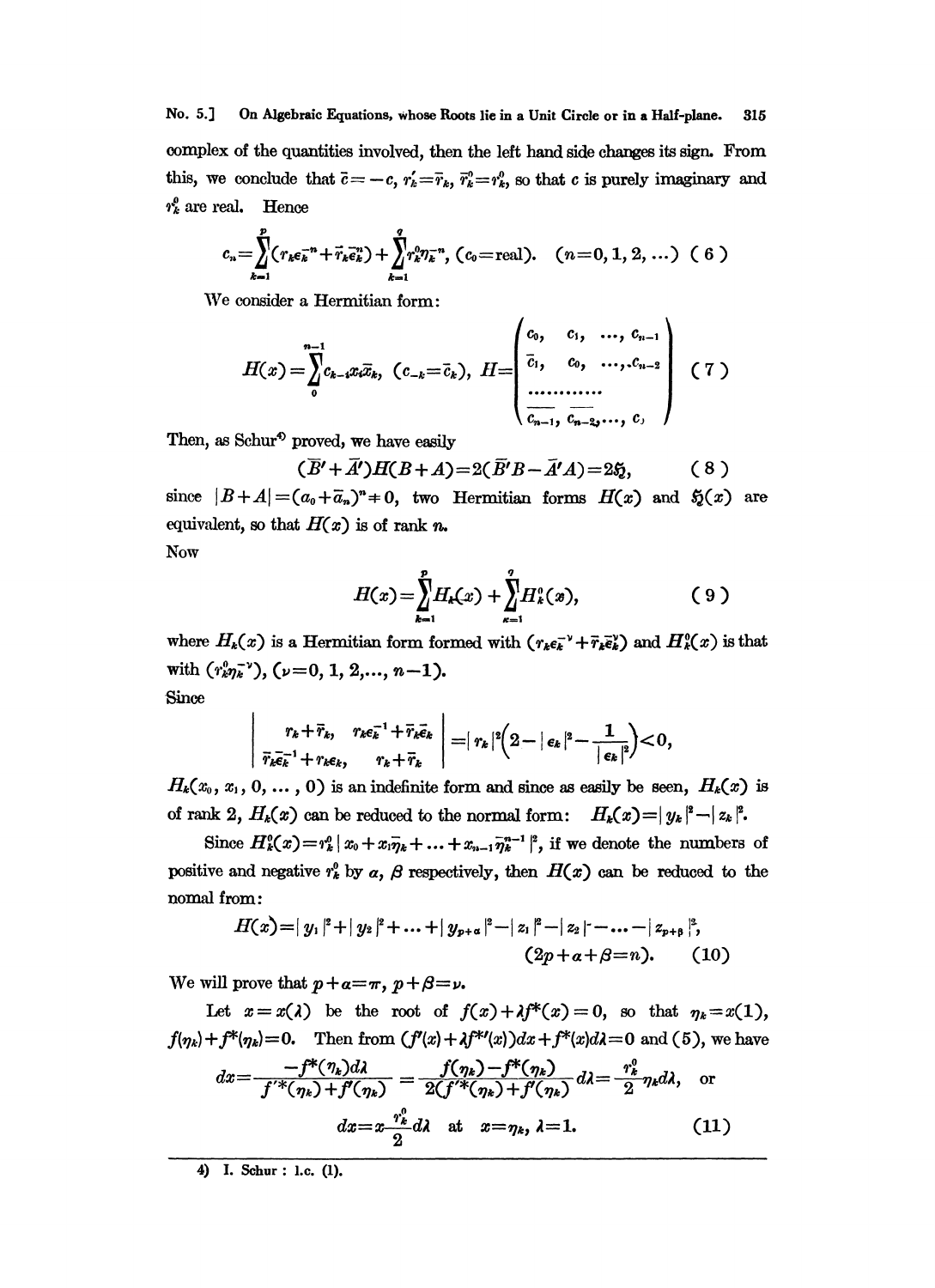complex of the quantities involved, then the left hand side changes its sign. From this, we conclude that $\bar{c}=-c$, $r_k'=\bar{r}_k$, $\bar{r}_k^0=r_k^0$, so that $c$ is purely imaginary and $r_k^0$ are real. Hence

$$c_n=\sum_{k=1}^{p}(r_k\epsilon_k^{-n}+\bar{r}_k\bar{\epsilon}_k^{n})+\sum_{k=1}^{q}r_k^0\eta_k^{-n},\ (c_0=\text{real}).\quad (n=0,1,2,\dots)\ (6)$$

We consider a Hermitian form:

$$H(x)=\sum_{0}^{n-1}c_{k-i}x_i\bar{x}_k,\ (c_{-k}=\bar{c}_k),\ H=\begin{pmatrix} c_0, & c_1, & \dots, & c_{n-1} \\ \bar{c}_1, & c_0, & \dots, & c_{n-2} \\ \dots\dots\dots\dots \\ \overline{c_{n-1}}, & \overline{c_{n-2}}, & \dots, & c_0 \end{pmatrix}\quad (7)$$

Then, as Schur[4] proved, we have easily

$$(\bar{B}'+\bar{A}')H(B+A)=2(\bar{B}'B-\bar{A}'A)=2\mathfrak{H},\qquad (8)$$

since $|B+A|=(a_0+\bar{a}_n)^n\neq 0$, two Hermitian forms $H(x)$ and $\mathfrak{H}(x)$ are equivalent, so that $H(x)$ is of rank $n$.

Now

$$H(x)=\sum_{k=1}^{p}H_k(x)+\sum_{\kappa=1}^{q}H_k^0(x),\qquad (9)$$

where $H_k(x)$ is a Hermitian form formed with $(r_k\epsilon_k^{-\nu}+\bar{r}_k\bar{\epsilon}_k^{\nu})$ and $H_k^0(x)$ is that with $(r_k^0\eta_k^{-\nu})$, $(\nu=0,1,2,\dots,n-1)$.

Since

$$\begin{vmatrix} r_k+\bar{r}_k, & r_k\epsilon_k^{-1}+\bar{r}_k\bar{\epsilon}_k \\ \bar{r}_k\bar{\epsilon}_k^{-1}+r_k\epsilon_k, & r_k+\bar{r}_k \end{vmatrix}=|r_k|^2\Big(2-|\epsilon_k|^2-\frac{1}{|\epsilon_k|^2}\Big)<0,$$

$H_k(x_0, x_1, 0, \dots, 0)$ is an indefinite form and since as easily be seen, $H_k(x)$ is of rank 2, $H_k(x)$ can be reduced to the normal form: $H_k(x)=|y_k|^2-|z_k|^2$.

Since $H_k^0(x)=r_k^0\,|x_0+x_1\bar{\eta}_k+\dots+x_{n-1}\bar{\eta}_k^{n-1}|^2$, if we denote the numbers of positive and negative $r_k^0$ by $\alpha$, $\beta$ respectively, then $H(x)$ can be reduced to the nomal from:

$$H(x)=|y_1|^2+|y_2|^2+\dots+|y_{p+\alpha}|^2-|z_1|^2-|z_2|^2-\dots-|z_{p+\beta}|^2,$$
$$(2p+\alpha+\beta=n).\qquad (10)$$

We will prove that $p+\alpha=\pi$, $p+\beta=\nu$.

Let $x=x(\lambda)$ be the root of $f(x)+\lambda f^*(x)=0$, so that $\eta_k=x(1)$, $f(\eta_k)+f^*(\eta_k)=0$. Then from $(f'(x)+\lambda f^{*\prime}(x))dx+f^*(x)d\lambda=0$ and (5), we have

$$dx=\frac{-f^*(\eta_k)d\lambda}{f'^*(\eta_k)+f'(\eta_k)}=\frac{f(\eta_k)-f^*(\eta_k)}{2(f'^*(\eta_k)+f'(\eta_k))}d\lambda=\frac{r_k^0}{2}\eta_k d\lambda,\ \text{ or}$$

$$dx=x\frac{r_k^0}{2}d\lambda\ \text{ at }\ x=\eta_k,\ \lambda=1.\qquad (11)$$

---

4) I. Schur: l.c. (1).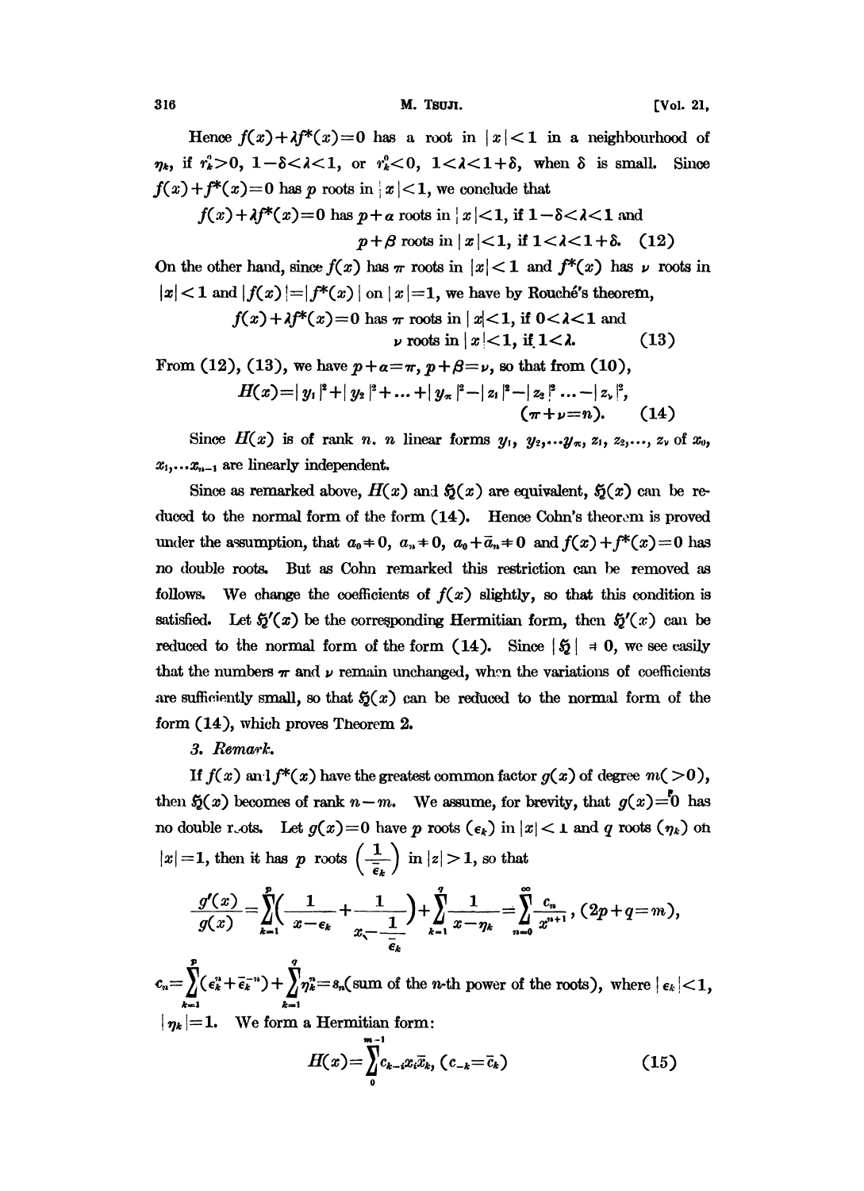Hence $f(x)+\lambda f^*(x)=0$ has a root in $|x|<1$ in a neighbourhood of $\eta_k$, if $r_k^0>0$, $1-\delta<\lambda<1$, or $r_k^0<0$, $1<\lambda<1+\delta$, when $\delta$ is small. Since $f(x)+f^*(x)=0$ has $p$ roots in $|x|<1$, we conclude that

$$f(x)+\lambda f^*(x)=0 \text{ has } p+\alpha \text{ roots in } |x|<1, \text{ if } 1-\delta<\lambda<1 \text{ and}$$
$$p+\beta \text{ roots in } |x|<1, \text{ if } 1<\lambda<1+\delta. \quad (12)$$

On the other hand, since $f(x)$ has $\pi$ roots in $|x|<1$ and $f^*(x)$ has $\nu$ roots in $|x|<1$ and $|f(x)|=|f^*(x)|$ on $|x|=1$, we have by Rouché's theorem,

$$f(x)+\lambda f^*(x)=0 \text{ has } \pi \text{ roots in } |x|<1, \text{ if } 0<\lambda<1 \text{ and}$$
$$\nu \text{ roots in } |x|<1, \text{ if } 1<\lambda. \quad (13)$$

From (12), (13), we have $p+\alpha=\pi$, $p+\beta=\nu$, so that from (10),

$$H(x)=|y_1|^2+|y_2|^2+\ldots+|y_\pi|^2-|z_1|^2-|z_2|^2\ldots-|z_\nu|^2, \quad (\pi+\nu=n). \quad (14)$$

Since $H(x)$ is of rank $n$. $n$ linear forms $y_1, y_2, \ldots y_\pi, z_1, z_2, \ldots, z_\nu$ of $x_0, x_1, \ldots x_{n-1}$ are linearly independent.

Since as remarked above, $H(x)$ and $\mathfrak{H}(x)$ are equivalent, $\mathfrak{H}(x)$ can be reduced to the normal form of the form (14). Hence Cohn's theorem is proved under the assumption, that $a_0 \neq 0$, $a_n \neq 0$, $a_0+\bar{a}_n \neq 0$ and $f(x)+f^*(x)=0$ has no double roots. But as Cohn remarked this restriction can be removed as follows. We change the coefficients of $f(x)$ slightly, so that this condition is satisfied. Let $\mathfrak{H}'(x)$ be the corresponding Hermitian form, then $\mathfrak{H}'(x)$ can be reduced to the normal form of the form (14). Since $|\mathfrak{H}| \neq 0$, we see easily that the numbers $\pi$ and $\nu$ remain unchanged, when the variations of coefficients are sufficiently small, so that $\mathfrak{H}(x)$ can be reduced to the normal form of the form (14), which proves Theorem 2.

3. *Remark.*

If $f(x)$ and $f^*(x)$ have the greatest common factor $g(x)$ of degree $m(>0)$, then $\mathfrak{H}(x)$ becomes of rank $n-m$. We assume, for brevity, that $g(x)=0$ has no double roots. Let $g(x)=0$ have $p$ roots $(\epsilon_k)$ in $|x|<1$ and $q$ roots $(\eta_k)$ on $|x|=1$, then it has $p$ roots $\left(\frac{1}{\bar{\epsilon}_k}\right)$ in $|z|>1$, so that

$$\frac{g'(x)}{g(x)}=\sum_{k=1}^{p}\left(\frac{1}{x-\epsilon_k}+\frac{1}{x-\frac{1}{\bar{\epsilon}_k}}\right)+\sum_{k=1}^{q}\frac{1}{x-\eta_k}=\sum_{n=0}^{\infty}\frac{c_n}{x^{n+1}}, \ (2p+q=m),$$

$c_n=\sum_{k=1}^{p}(\epsilon_k^n+\bar{\epsilon}_k^{-n})+\sum_{k=1}^{q}\eta_k^n=s_n$(sum of the $n$-th power of the roots), where $|\epsilon_k|<1$, $|\eta_k|=1$. We form a Hermitian form:

$$H(x)=\sum_{0}^{m-1}c_{k-i}x_i\bar{x}_k, \ (c_{-k}=\bar{c}_k) \quad (15)$$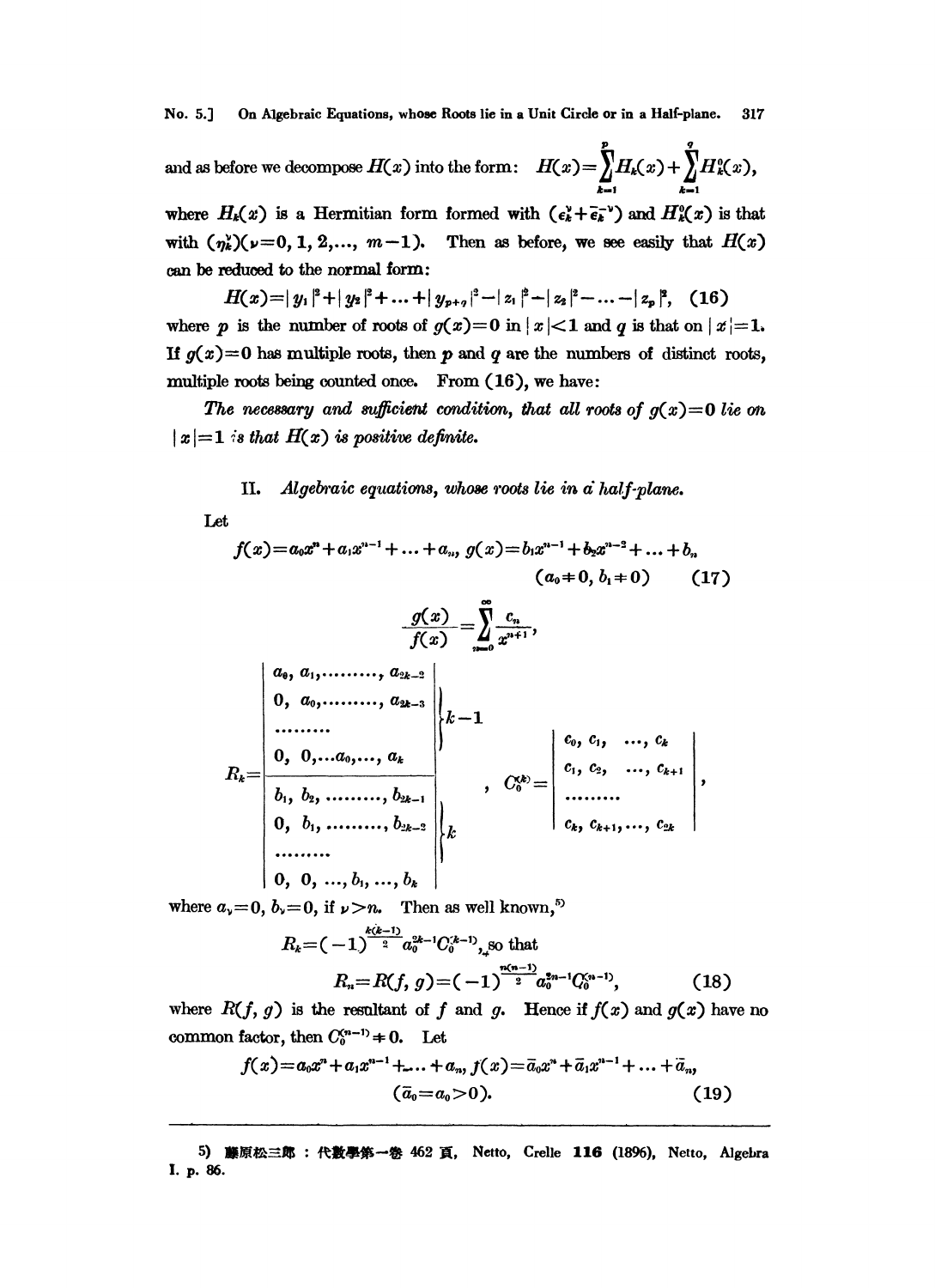and as before we decompose $H(x)$ into the form: $H(x)=\sum_{k=1}^{p}H_k(x)+\sum_{k=1}^{q}H_k^0(x)$,

where $H_k(x)$ is a Hermitian form formed with $(\epsilon_k^\nu+\bar{\epsilon}_k^{-\nu})$ and $H_k^0(x)$ is that with $(\eta_k^\nu)(\nu=0, 1, 2,\ldots, m-1)$. Then as before, we see easily that $H(x)$ can be reduced to the normal form:

$$H(x)=|y_1|^2+|y_2|^2+\ldots+|y_{p+q}|^2-|z_1|^2-|z_2|^2-\ldots-|z_p|^2, \quad (16)$$

where $p$ is the number of roots of $g(x)=0$ in $|x|<1$ and $q$ is that on $|x|=1$. If $g(x)=0$ has multiple roots, then $p$ and $q$ are the numbers of distinct roots, multiple roots being counted once. From (16), we have:

*The necessary and sufficient condition, that all roots of $g(x)=0$ lie on $|x|=1$ is that $H(x)$ is positive definite.*

## II. *Algebraic equations, whose roots lie in a half-plane.*

Let

$$f(x)=a_0x^n+a_1x^{n-1}+\ldots+a_n,\ g(x)=b_1x^{n-1}+b_2x^{n-2}+\ldots+b_n$$
$$(a_0\neq 0,\ b_1\neq 0) \quad (17)$$

$$\frac{g(x)}{f(x)}=\sum_{n=0}^{\infty}\frac{c_n}{x^{n+1}},$$

$$R_k=\left|\begin{array}{l} a_0,\ a_1,\ldots\ldots,\ a_{2k-2} \\ 0,\ a_0,\ldots\ldots,\ a_{2k-3} \\ \ldots\ldots \\ 0,\ 0,\ldots a_0,\ldots,\ a_k \\ \hline b_1,\ b_2,\ \ldots\ldots,\ b_{2k-1} \\ 0,\ b_1,\ \ldots\ldots,\ b_{2k-2} \\ \ldots\ldots \\ 0,\ 0,\ \ldots,\ b_1,\ \ldots,\ b_k \end{array}\right| \begin{array}{l} \left.\begin{array}{l}\\ \\ \\ \end{array}\right\}k-1 \\ \\ \left.\begin{array}{l}\\ \\ \\ \end{array}\right\}k \end{array},\quad C_0^{(k)}=\left|\begin{array}{llll} c_0, & c_1, & \ldots, & c_k \\ c_1, & c_2, & \ldots, & c_{k+1} \\ \ldots\ldots & & & \\ c_k, & c_{k+1}, & \ldots, & c_{2k} \end{array}\right|,$$

where $a_\nu=0$, $b_\nu=0$, if $\nu>n$. Then as well known,[5]

$$R_k=(-1)^{\frac{k(k-1)}{2}}a_0^{2k-1}C_0^{(k-1)}, \text{ so that}$$

$$R_n=R(f,\ g)=(-1)^{\frac{n(n-1)}{2}}a_0^{2n-1}C_0^{(n-1)}, \quad (18)$$

where $R(f, g)$ is the resultant of $f$ and $g$. Hence if $f(x)$ and $g(x)$ have no common factor, then $C_0^{(n-1)}\neq 0$. Let

$$f(x)=a_0x^n+a_1x^{n-1}+\ldots+a_n,\ \bar{f}(x)=\bar{a}_0x^n+\bar{a}_1x^{n-1}+\ldots+\bar{a}_n,$$
$$(\bar{a}_0=a_0>0). \quad (19)$$

---

5) 藤原松三郎：代數學第一卷 462 頁, Netto, Crelle **116** (1896), Netto, Algebra I. p. 86.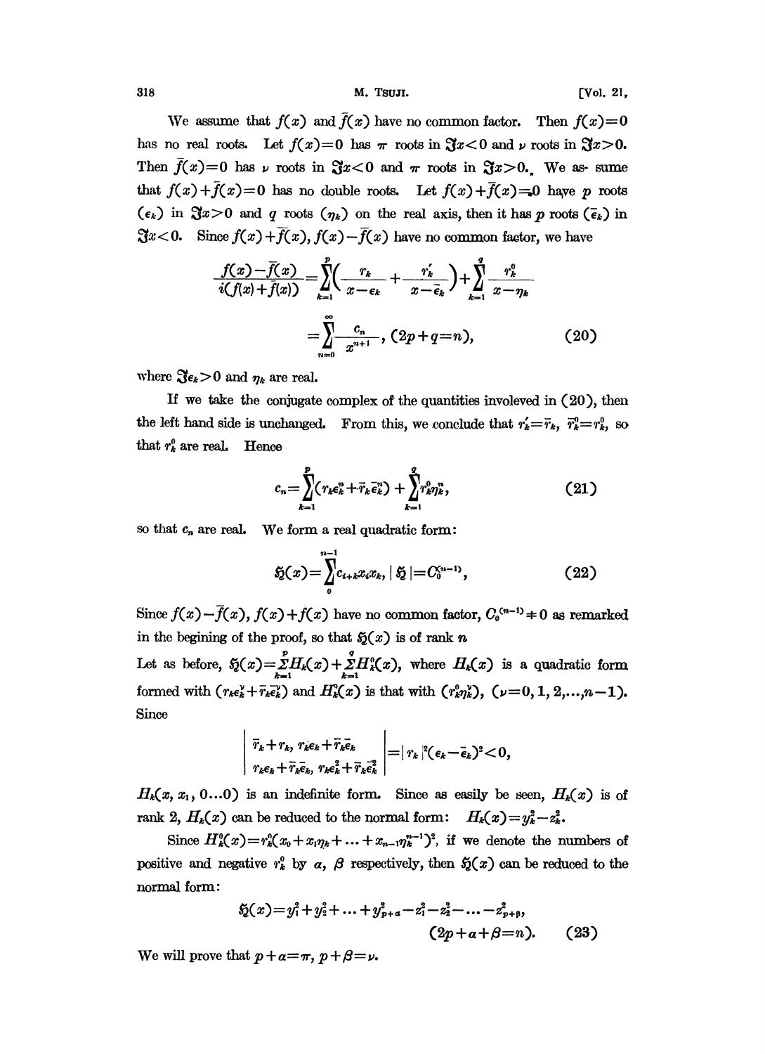We assume that $f(x)$ and $\bar{f}(x)$ have no common factor. Then $f(x)=0$ has no real roots. Let $f(x)=0$ has $\pi$ roots in $\Im x<0$ and $\nu$ roots in $\Im x>0$. Then $\bar{f}(x)=0$ has $\nu$ roots in $\Im x<0$ and $\pi$ roots in $\Im x>0$. We assume that $f(x)+\bar{f}(x)=0$ has no double roots. Let $f(x)+\bar{f}(x)=0$ have $p$ roots $(\epsilon_k)$ in $\Im x>0$ and $q$ roots $(\eta_k)$ on the real axis, then it has $p$ roots $(\bar{\epsilon}_k)$ in $\Im x<0$. Since $f(x)+\bar{f}(x)$, $f(x)-\bar{f}(x)$ have no common factor, we have

$$\frac{f(x)-\bar{f}(x)}{i(f(x)+\bar{f}(x))}=\sum_{k=1}^{p}\left(\frac{r_k}{x-\epsilon_k}+\frac{r'_k}{x-\bar{\epsilon}_k}\right)+\sum_{k=1}^{q}\frac{r_k^0}{x-\eta_k}$$

$$=\sum_{n=0}^{\infty}\frac{c_n}{x^{n+1}}, \ (2p+q=n), \tag{20}$$

where $\Im\epsilon_k>0$ and $\eta_k$ are real.

If we take the conjugate complex of the quantities involeved in (20), then the left hand side is unchanged. From this, we conclude that $r'_k=\bar{r}_k$, $\bar{r}_k^0=r_k^0$, so that $r_k^0$ are real. Hence

$$c_n=\sum_{k=1}^{p}(r_k\epsilon_k^n+\bar{r}_k\bar{\epsilon}_k^n)+\sum_{k=1}^{q}r_k^0\eta_k^n, \tag{21}$$

so that $c_n$ are real. We form a real quadratic form:

$$\mathfrak{H}(x)=\sum_{0}^{n-1}c_{i+k}x_ix_k, \ |\mathfrak{H}|=C_0^{(n-1)}, \tag{22}$$

Since $f(x)-\bar{f}(x)$, $f(x)+\bar{f}(x)$ have no common factor, $C_0^{(n-1)}\neq 0$ as remarked in the begining of the proof, so that $\mathfrak{H}(x)$ is of rank $n$

Let as before, $\mathfrak{H}(x)=\sum_{k=1}^{p}H_k(x)+\sum_{k=1}^{q}H_k^0(x)$, where $H_k(x)$ is a quadratic form formed with $(r_k\epsilon_k^\nu+\bar{r}_k\bar{\epsilon}_k^\nu)$ and $H_k^0(x)$ is that with $(r_k^0\eta_k^\nu)$, $(\nu=0,1,2,\ldots,n-1)$. Since

$$\begin{vmatrix} \bar{r}_k+r_k, & r_k\epsilon_k+\bar{r}_k\bar{\epsilon}_k \\ r_k\epsilon_k+\bar{r}_k\bar{\epsilon}_k, & r_k\epsilon_k^2+\bar{r}_k\bar{\epsilon}_k^2 \end{vmatrix}=|r_k|^2(\epsilon_k-\bar{\epsilon}_k)^2<0,$$

$H_k(x, x_1, 0\ldots 0)$ is an indefinite form. Since as easily be seen, $H_k(x)$ is of rank 2, $H_k(x)$ can be reduced to the normal form: $H_k(x)=y_k^2-z_k^2$.

Since $H_k^0(x)=r_k^0(x_0+x_1\eta_k+\ldots+x_{n-1}\eta_k^{n-1})^2$, if we denote the numbers of positive and negative $r_k^0$ by $\alpha$, $\beta$ respectively, then $\mathfrak{H}(x)$ can be reduced to the normal form:

$$\mathfrak{H}(x)=y_1^2+y_2^2+\ldots+y_{p+\alpha}^2-z_1^2-z_2^2-\ldots-z_{p+\beta}^2,$$
$$(2p+\alpha+\beta=n). \tag{23}$$

We will prove that $p+\alpha=\pi$, $p+\beta=\nu$.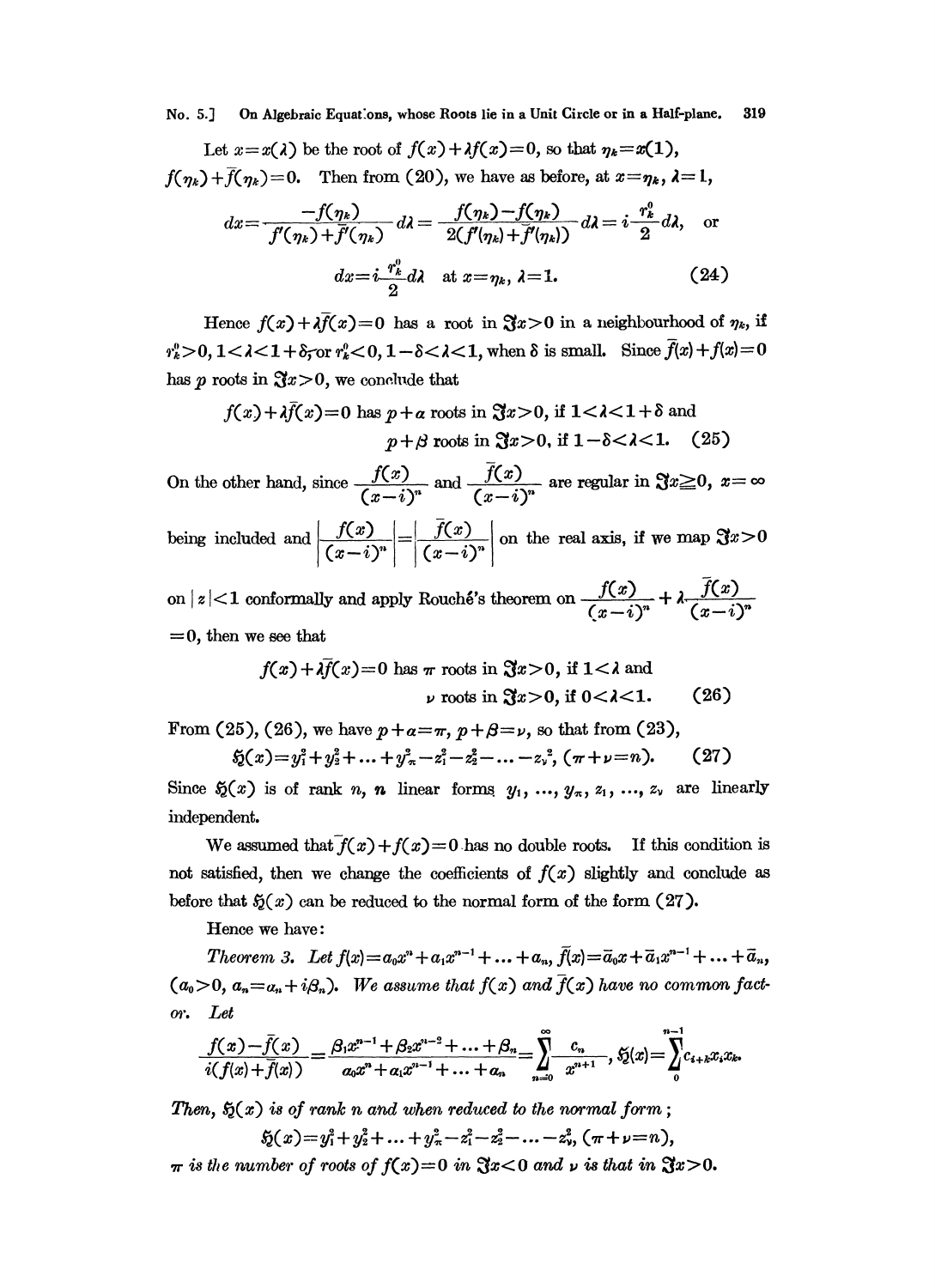Let $x=x(\lambda)$ be the root of $f(x)+\lambda f(x)=0$, so that $\eta_k=x(1)$, $f(\eta_k)+\bar{f}(\eta_k)=0$. Then from (20), we have as before, at $x=\eta_k$, $\lambda=1$,

$$dx=\frac{-f(\eta_k)}{f'(\eta_k)+\bar{f}'(\eta_k)}d\lambda=\frac{f(\eta_k)-\bar{f}(\eta_k)}{2(f'(\eta_k)+\bar{f}'(\eta_k))}d\lambda=i\frac{r_k^0}{2}d\lambda, \quad \text{or}$$

$$dx=i\frac{r_k^0}{2}d\lambda \quad \text{at } x=\eta_k,\ \lambda=1. \tag{24}$$

Hence $f(x)+\lambda\bar{f}(x)=0$ has a root in $\Im x>0$ in a neighbourhood of $\eta_k$, if $r_k^0>0, 1<\lambda<1+\delta$, or $r_k^0<0, 1-\delta<\lambda<1$, when $\delta$ is small. Since $\bar{f}(x)+f(x)=0$ has $p$ roots in $\Im x>0$, we conclude that

$$f(x)+\lambda\bar{f}(x)=0 \text{ has } p+\alpha \text{ roots in } \Im x>0, \text{ if } 1<\lambda<1+\delta \text{ and}$$
$$p+\beta \text{ roots in } \Im x>0, \text{ if } 1-\delta<\lambda<1. \tag{25}$$

On the other hand, since $\dfrac{f(x)}{(x-i)^n}$ and $\dfrac{\bar{f}(x)}{(x-i)^n}$ are regular in $\Im x\geqq 0$, $x=\infty$ being included and $\left|\dfrac{f(x)}{(x-i)^n}\right|=\left|\dfrac{\bar{f}(x)}{(x-i)^n}\right|$ on the real axis, if we map $\Im x>0$ on $|z|<1$ conformally and apply Rouché's theorem on $\dfrac{f(x)}{(x-i)^n}+\lambda\dfrac{\bar{f}(x)}{(x-i)^n}=0$, then we see that

$$f(x)+\lambda\bar{f}(x)=0 \text{ has } \pi \text{ roots in } \Im x>0, \text{ if } 1<\lambda \text{ and}$$
$$\nu \text{ roots in } \Im x>0, \text{ if } 0<\lambda<1. \tag{26}$$

From (25), (26), we have $p+\alpha=\pi$, $p+\beta=\nu$, so that from (23),

$$\mathfrak{H}(x)=y_1^2+y_2^2+\dots+y_\pi^2-z_1^2-z_2^2-\dots-z_\nu^2, \ (\pi+\nu=n). \tag{27}$$

Since $\mathfrak{H}(x)$ is of rank $n$, $n$ linear forms $y_1,\dots,y_\pi, z_1,\dots,z_\nu$ are linearly independent.

We assumed that $\bar{f}(x)+f(x)=0$ has no double roots. If this condition is not satisfied, then we change the coefficients of $f(x)$ slightly and conclude as before that $\mathfrak{H}(x)$ can be reduced to the normal form of the form (27).

Hence we have:

*Theorem 3. Let* $f(x)=a_0x^n+a_1x^{n-1}+\dots+a_n$, $\bar{f}(x)=\bar{a}_0x+\bar{a}_1x^{n-1}+\dots+\bar{a}_n$, $(a_0>0,\ a_n=\alpha_n+i\beta_n)$. *We assume that* $f(x)$ *and* $\bar{f}(x)$ *have no common factor. Let*

$$\frac{f(x)-\bar{f}(x)}{i(f(x)+\bar{f}(x))}=\frac{\beta_1x^{n-1}+\beta_2x^{n-2}+\dots+\beta_n}{a_0x^n+\alpha_1x^{n-1}+\dots+\alpha_n}=\sum_{n=0}^{\infty}\frac{c_n}{x^{n+1}},\ \mathfrak{H}(x)=\sum_{0}^{n-1}c_{i+k}x_ix_k.$$

*Then,* $\mathfrak{H}(x)$ *is of rank n and when reduced to the normal form;*

$$\mathfrak{H}(x)=y_1^2+y_2^2+\dots+y_\pi^2-z_1^2-z_2^2-\dots-z_\nu^2, \ (\pi+\nu=n),$$

$\pi$ *is the number of roots of* $f(x)=0$ *in* $\Im x<0$ *and* $\nu$ *is that in* $\Im x>0$.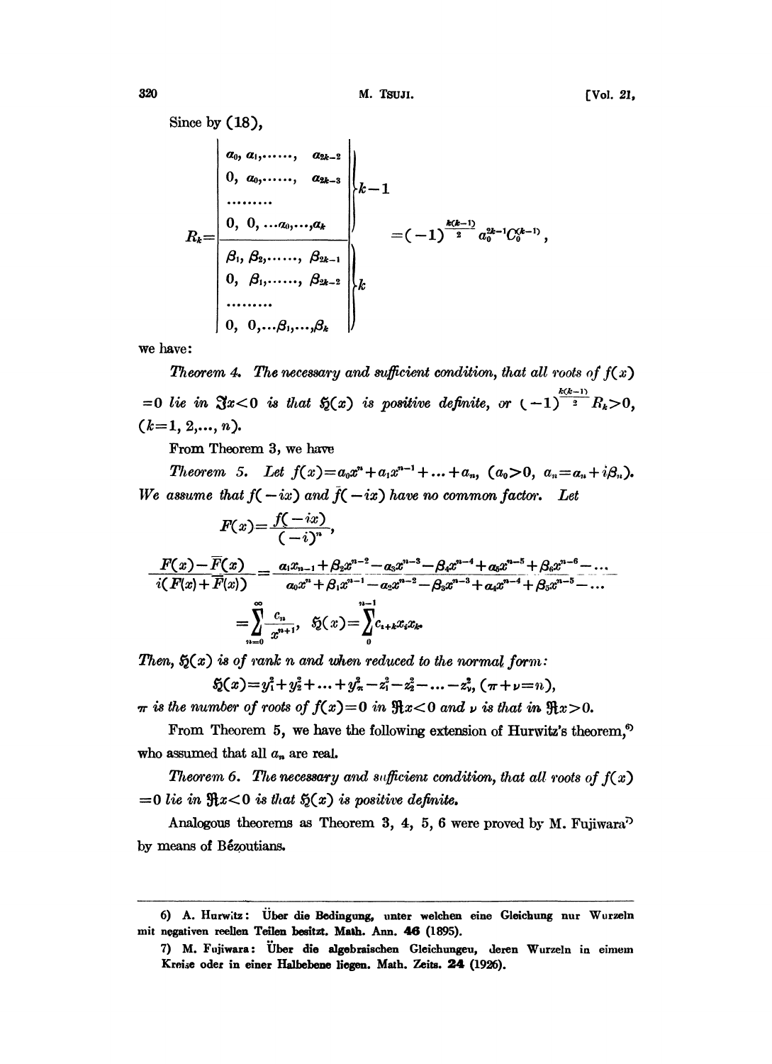Since by (18),

$$R_k = \left| \begin{array}{l} a_0,\ a_1, \cdots\cdots,\ \ a_{2k-2} \\ 0,\ a_0, \cdots\cdots,\ \ a_{2k-3} \\ \cdots\cdots\cdots \\ 0,\ 0,\ \cdots a_0, \cdots, a_k \\ \hline \beta_1,\ \beta_2, \cdots\cdots,\ \beta_{2k-1} \\ 0,\ \beta_1, \cdots\cdots,\ \beta_{2k-2} \\ \cdots\cdots\cdots \\ 0,\ 0, \cdots \beta_1, \cdots, \beta_k \end{array} \right| \begin{array}{l} \left.\vphantom{\begin{array}{l} a \\ a \\ a \\ a \end{array}}\right\} k-1 \\ \left.\vphantom{\begin{array}{l} a \\ a \\ a \\ a \end{array}}\right\} k \end{array} = (-1)^{\frac{k(k-1)}{2}} a_0^{2k-1} C_0^{(k-1)},$$

we have:

*Theorem 4. The necessary and sufficient condition, that all roots of $f(x) = 0$ lie in $\Im x < 0$ is that $\mathfrak{H}(x)$ is positive definite, or $(-1)^{\frac{k(k-1)}{2}} R_k > 0$, $(k = 1, 2, \ldots, n)$.*

From Theorem 3, we have

*Theorem 5. Let $f(x) = a_0 x^n + a_1 x^{n-1} + \ldots + a_n$, $(a_0 > 0,\ a_n = \alpha_n + i\beta_n)$. We assume that $f(-ix)$ and $\bar{f}(-ix)$ have no common factor. Let*

$$F(x) = \frac{f(-ix)}{(-i)^n},$$

$$\frac{F(x) - \bar{F}(x)}{i(F(x) + \bar{F}(x))} = \frac{a_1 x_{n-1} + \beta_2 x^{n-2} - a_3 x^{n-3} - \beta_4 x^{n-4} + a_5 x^{n-5} + \beta_6 x^{n-6} - \ldots}{a_0 x^n + \beta_1 x^{n-1} - a_2 x^{n-2} - \beta_3 x^{n-3} + a_4 x^{n-4} + \beta_5 x^{n-5} - \ldots}$$

$$= \sum_{n=0}^{\infty} \frac{c_n}{x^{n+1}}, \quad \mathfrak{H}(x) = \sum_{0}^{n-1} c_{i+k} x_i x_k.$$

*Then, $\mathfrak{H}(x)$ is of rank $n$ and when reduced to the normal form:*

$$\mathfrak{H}(x) = y_1^2 + y_2^2 + \ldots + y_\pi^2 - z_1^2 - z_2^2 - \ldots - z_\nu^2,\ (\pi + \nu = n),$$

*$\pi$ is the number of roots of $f(x) = 0$ in $\Re x < 0$ and $\nu$ is that in $\Re x > 0$.*

From Theorem 5, we have the following extension of Hurwitz's theorem,[6] who assumed that all $a_n$ are real.

*Theorem 6. The necessary and sufficient condition, that all roots of $f(x) = 0$ lie in $\Re x < 0$ is that $\mathfrak{H}(x)$ is positive definite.*

Analogous theorems as Theorem 3, 4, 5, 6 were proved by M. Fujiwara[7] by means of Bézoutians.

---

6) A. Hurwitz: Über die Bedingung, unter welchen eine Gleichung nur Wurzeln mit negativen reellen Teilen besitzt. Math. Ann. **46** (1895).

7) M. Fujiwara: Über die algebraischen Gleichungeu, deren Wurzeln in eimem Kreise oder in einer Halbebene liegen. Math. Zeits. **24** (1926).